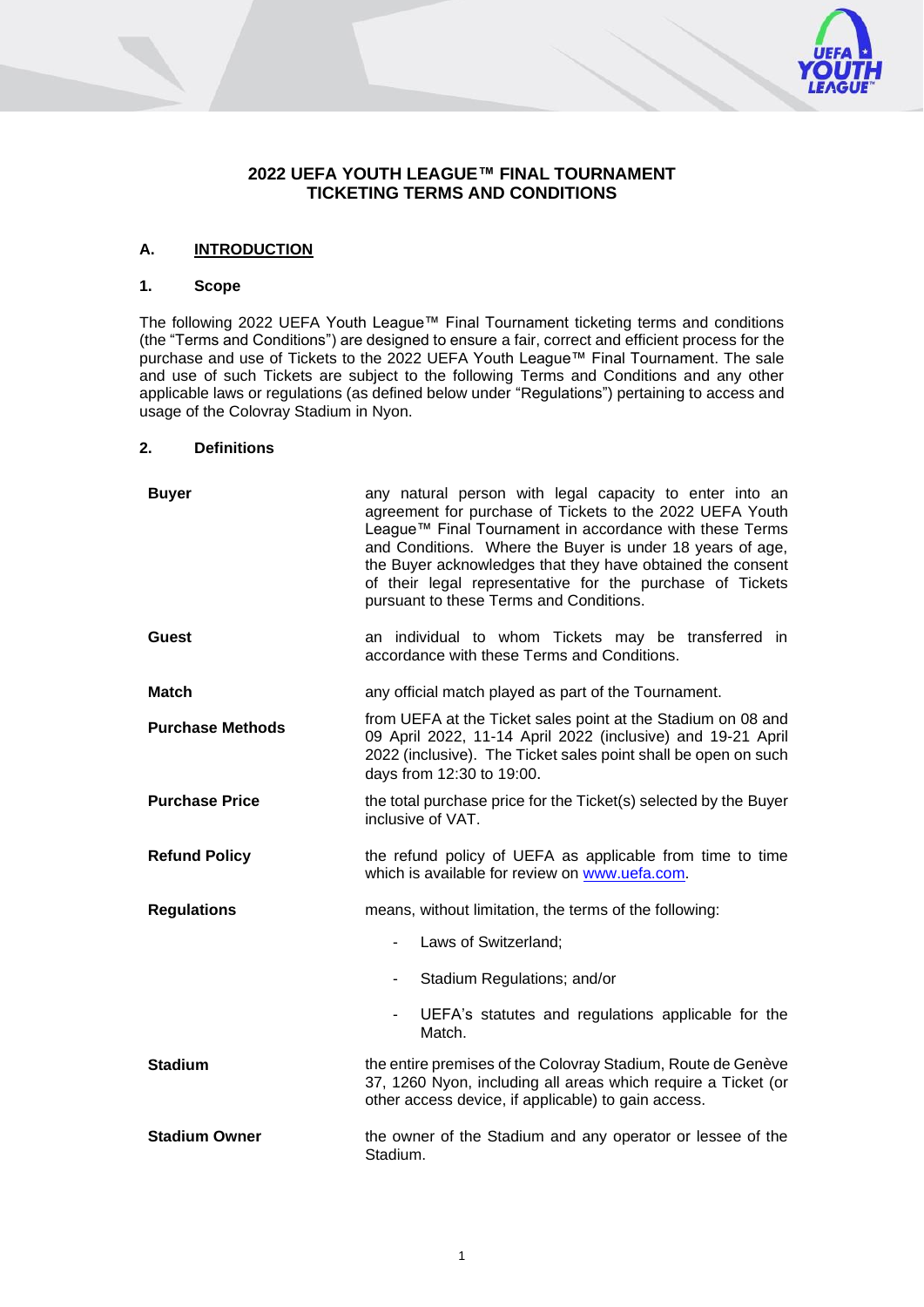# 2022 UEFA YOUTH LEAGUE™ FINAL TOURNAMENT TICKETING TERMS AND CONDITIONS

## A. INTRODUCTION

### 1. Scope

The following 2022 UEFA Youth League™ Final Tournament ticketing terms and conditions (the "Terms and Conditions") are designed to ensure a fair, correct and efficient process for the purchase and use of Tickets to the 2022 UEFA Youth League™ Final Tournament. The sale and use of such Tickets are subject to the following Terms and Conditions and any other applicable laws or regulations (as defined below under "Regulations") pertaining to access and usage of the Colovray Stadium in Nyon.

### 2. Definitions

| | |
|---|---|
| **Buyer** | any natural person with legal capacity to enter into an agreement for purchase of Tickets to the 2022 UEFA Youth League™ Final Tournament in accordance with these Terms and Conditions. Where the Buyer is under 18 years of age, the Buyer acknowledges that they have obtained the consent of their legal representative for the purchase of Tickets pursuant to these Terms and Conditions. |
| **Guest** | an individual to whom Tickets may be transferred in accordance with these Terms and Conditions. |
| **Match** | any official match played as part of the Tournament. |
| **Purchase Methods** | from UEFA at the Ticket sales point at the Stadium on 08 and 09 April 2022, 11-14 April 2022 (inclusive) and 19-21 April 2022 (inclusive). The Ticket sales point shall be open on such days from 12:30 to 19:00. |
| **Purchase Price** | the total purchase price for the Ticket(s) selected by the Buyer inclusive of VAT. |
| **Refund Policy** | the refund policy of UEFA as applicable from time to time which is available for review on www.uefa.com. |
| **Regulations** | means, without limitation, the terms of the following: <br> - Laws of Switzerland; <br> - Stadium Regulations; and/or <br> - UEFA's statutes and regulations applicable for the Match. |
| **Stadium** | the entire premises of the Colovray Stadium, Route de Genève 37, 1260 Nyon, including all areas which require a Ticket (or other access device, if applicable) to gain access. |
| **Stadium Owner** | the owner of the Stadium and any operator or lessee of the Stadium. |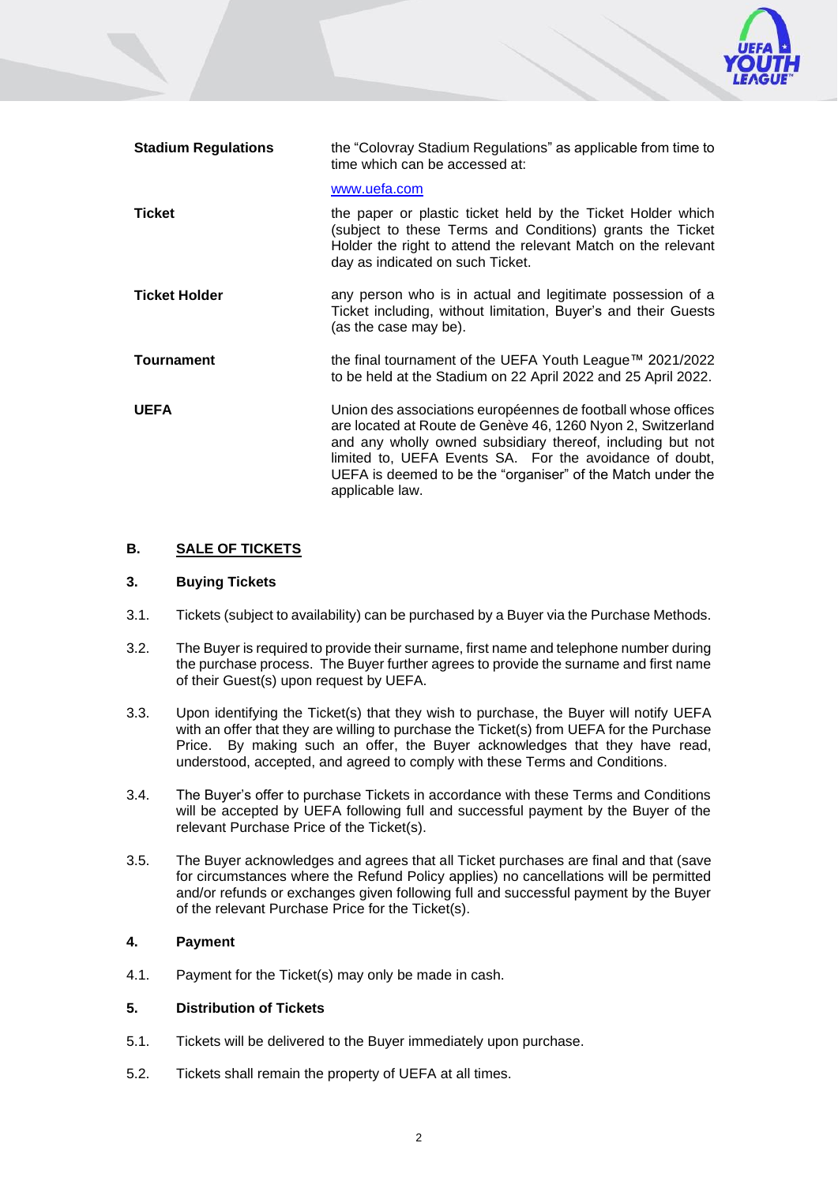| | |
|---|---|
| **Stadium Regulations** | the "Colovray Stadium Regulations" as applicable from time to time which can be accessed at: [www.uefa.com](www.uefa.com) |
| **Ticket** | the paper or plastic ticket held by the Ticket Holder which (subject to these Terms and Conditions) grants the Ticket Holder the right to attend the relevant Match on the relevant day as indicated on such Ticket. |
| **Ticket Holder** | any person who is in actual and legitimate possession of a Ticket including, without limitation, Buyer's and their Guests (as the case may be). |
| **Tournament** | the final tournament of the UEFA Youth League™ 2021/2022 to be held at the Stadium on 22 April 2022 and 25 April 2022. |
| **UEFA** | Union des associations européennes de football whose offices are located at Route de Genève 46, 1260 Nyon 2, Switzerland and any wholly owned subsidiary thereof, including but not limited to, UEFA Events SA. For the avoidance of doubt, UEFA is deemed to be the "organiser" of the Match under the applicable law. |

## B. SALE OF TICKETS

### 3. Buying Tickets

3.1. Tickets (subject to availability) can be purchased by a Buyer via the Purchase Methods.

3.2. The Buyer is required to provide their surname, first name and telephone number during the purchase process. The Buyer further agrees to provide the surname and first name of their Guest(s) upon request by UEFA.

3.3. Upon identifying the Ticket(s) that they wish to purchase, the Buyer will notify UEFA with an offer that they are willing to purchase the Ticket(s) from UEFA for the Purchase Price. By making such an offer, the Buyer acknowledges that they have read, understood, accepted, and agreed to comply with these Terms and Conditions.

3.4. The Buyer's offer to purchase Tickets in accordance with these Terms and Conditions will be accepted by UEFA following full and successful payment by the Buyer of the relevant Purchase Price of the Ticket(s).

3.5. The Buyer acknowledges and agrees that all Ticket purchases are final and that (save for circumstances where the Refund Policy applies) no cancellations will be permitted and/or refunds or exchanges given following full and successful payment by the Buyer of the relevant Purchase Price for the Ticket(s).

### 4. Payment

4.1. Payment for the Ticket(s) may only be made in cash.

### 5. Distribution of Tickets

5.1. Tickets will be delivered to the Buyer immediately upon purchase.

5.2. Tickets shall remain the property of UEFA at all times.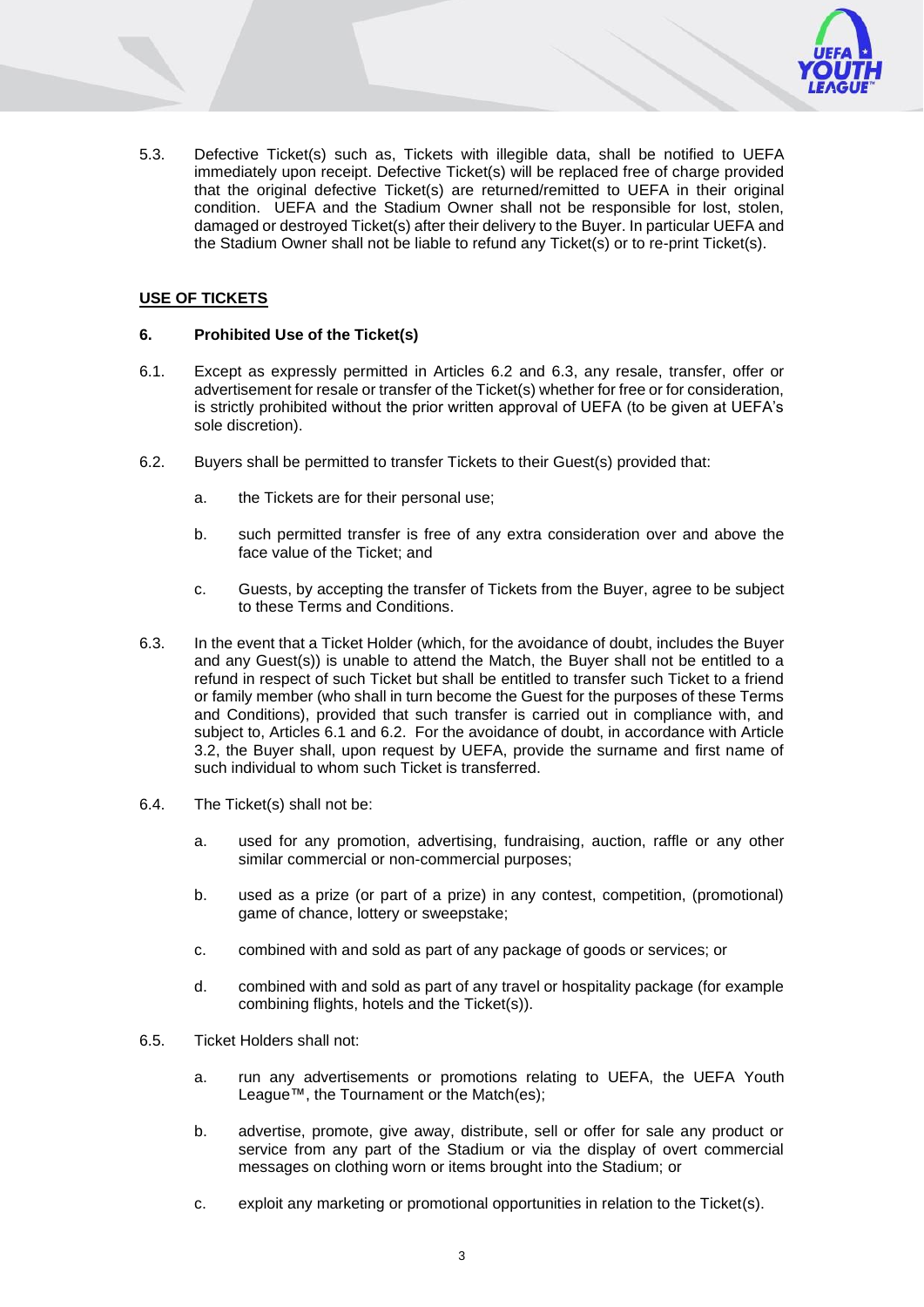5.3. Defective Ticket(s) such as, Tickets with illegible data, shall be notified to UEFA immediately upon receipt. Defective Ticket(s) will be replaced free of charge provided that the original defective Ticket(s) are returned/remitted to UEFA in their original condition. UEFA and the Stadium Owner shall not be responsible for lost, stolen, damaged or destroyed Ticket(s) after their delivery to the Buyer. In particular UEFA and the Stadium Owner shall not be liable to refund any Ticket(s) or to re-print Ticket(s).

## USE OF TICKETS

### 6. Prohibited Use of the Ticket(s)

6.1. Except as expressly permitted in Articles 6.2 and 6.3, any resale, transfer, offer or advertisement for resale or transfer of the Ticket(s) whether for free or for consideration, is strictly prohibited without the prior written approval of UEFA (to be given at UEFA's sole discretion).

6.2. Buyers shall be permitted to transfer Tickets to their Guest(s) provided that:

a. the Tickets are for their personal use;

b. such permitted transfer is free of any extra consideration over and above the face value of the Ticket; and

c. Guests, by accepting the transfer of Tickets from the Buyer, agree to be subject to these Terms and Conditions.

6.3. In the event that a Ticket Holder (which, for the avoidance of doubt, includes the Buyer and any Guest(s)) is unable to attend the Match, the Buyer shall not be entitled to a refund in respect of such Ticket but shall be entitled to transfer such Ticket to a friend or family member (who shall in turn become the Guest for the purposes of these Terms and Conditions), provided that such transfer is carried out in compliance with, and subject to, Articles 6.1 and 6.2. For the avoidance of doubt, in accordance with Article 3.2, the Buyer shall, upon request by UEFA, provide the surname and first name of such individual to whom such Ticket is transferred.

6.4. The Ticket(s) shall not be:

a. used for any promotion, advertising, fundraising, auction, raffle or any other similar commercial or non-commercial purposes;

b. used as a prize (or part of a prize) in any contest, competition, (promotional) game of chance, lottery or sweepstake;

c. combined with and sold as part of any package of goods or services; or

d. combined with and sold as part of any travel or hospitality package (for example combining flights, hotels and the Ticket(s)).

6.5. Ticket Holders shall not:

a. run any advertisements or promotions relating to UEFA, the UEFA Youth League™, the Tournament or the Match(es);

b. advertise, promote, give away, distribute, sell or offer for sale any product or service from any part of the Stadium or via the display of overt commercial messages on clothing worn or items brought into the Stadium; or

c. exploit any marketing or promotional opportunities in relation to the Ticket(s).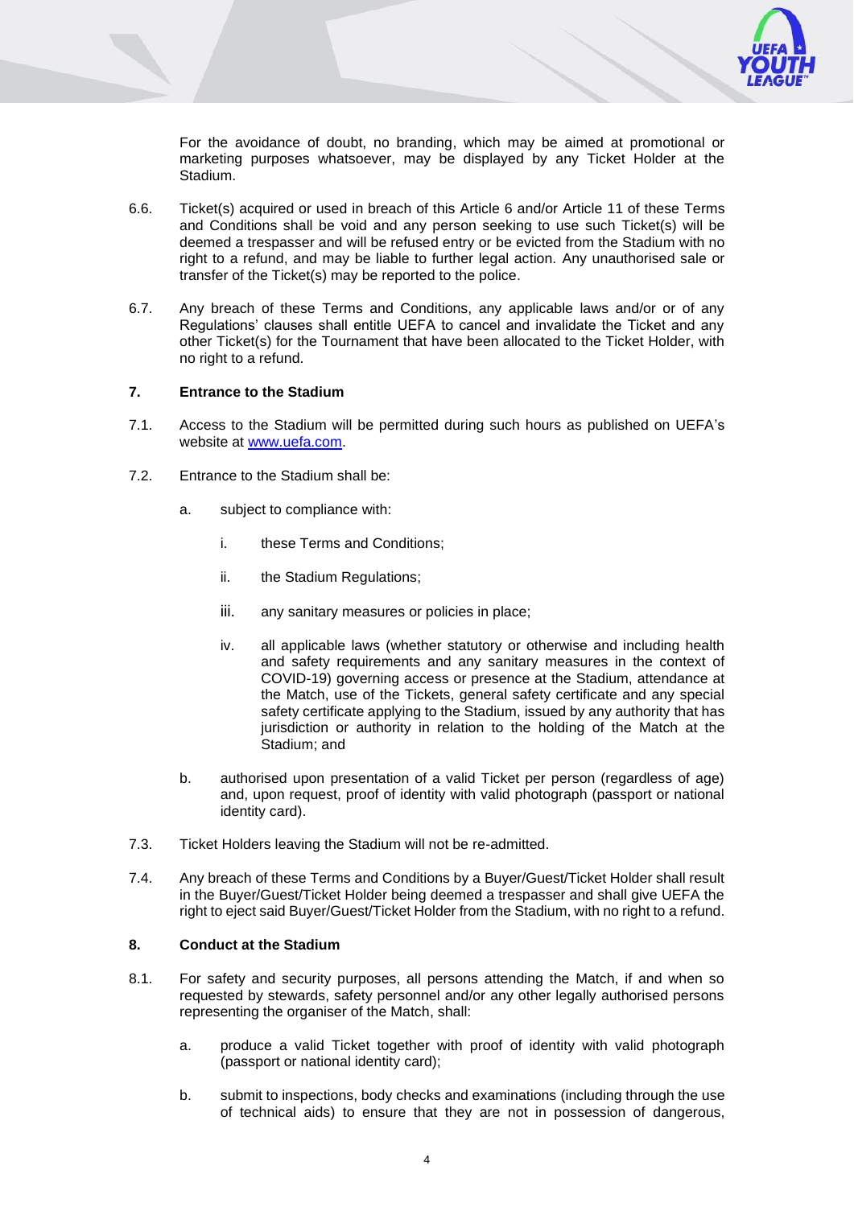For the avoidance of doubt, no branding, which may be aimed at promotional or marketing purposes whatsoever, may be displayed by any Ticket Holder at the Stadium.

6.6. Ticket(s) acquired or used in breach of this Article 6 and/or Article 11 of these Terms and Conditions shall be void and any person seeking to use such Ticket(s) will be deemed a trespasser and will be refused entry or be evicted from the Stadium with no right to a refund, and may be liable to further legal action. Any unauthorised sale or transfer of the Ticket(s) may be reported to the police.

6.7. Any breach of these Terms and Conditions, any applicable laws and/or or of any Regulations' clauses shall entitle UEFA to cancel and invalidate the Ticket and any other Ticket(s) for the Tournament that have been allocated to the Ticket Holder, with no right to a refund.

## 7. Entrance to the Stadium

7.1. Access to the Stadium will be permitted during such hours as published on UEFA's website at www.uefa.com.

7.2. Entrance to the Stadium shall be:

a. subject to compliance with:

i. these Terms and Conditions;

ii. the Stadium Regulations;

iii. any sanitary measures or policies in place;

iv. all applicable laws (whether statutory or otherwise and including health and safety requirements and any sanitary measures in the context of COVID-19) governing access or presence at the Stadium, attendance at the Match, use of the Tickets, general safety certificate and any special safety certificate applying to the Stadium, issued by any authority that has jurisdiction or authority in relation to the holding of the Match at the Stadium; and

b. authorised upon presentation of a valid Ticket per person (regardless of age) and, upon request, proof of identity with valid photograph (passport or national identity card).

7.3. Ticket Holders leaving the Stadium will not be re-admitted.

7.4. Any breach of these Terms and Conditions by a Buyer/Guest/Ticket Holder shall result in the Buyer/Guest/Ticket Holder being deemed a trespasser and shall give UEFA the right to eject said Buyer/Guest/Ticket Holder from the Stadium, with no right to a refund.

## 8. Conduct at the Stadium

8.1. For safety and security purposes, all persons attending the Match, if and when so requested by stewards, safety personnel and/or any other legally authorised persons representing the organiser of the Match, shall:

a. produce a valid Ticket together with proof of identity with valid photograph (passport or national identity card);

b. submit to inspections, body checks and examinations (including through the use of technical aids) to ensure that they are not in possession of dangerous,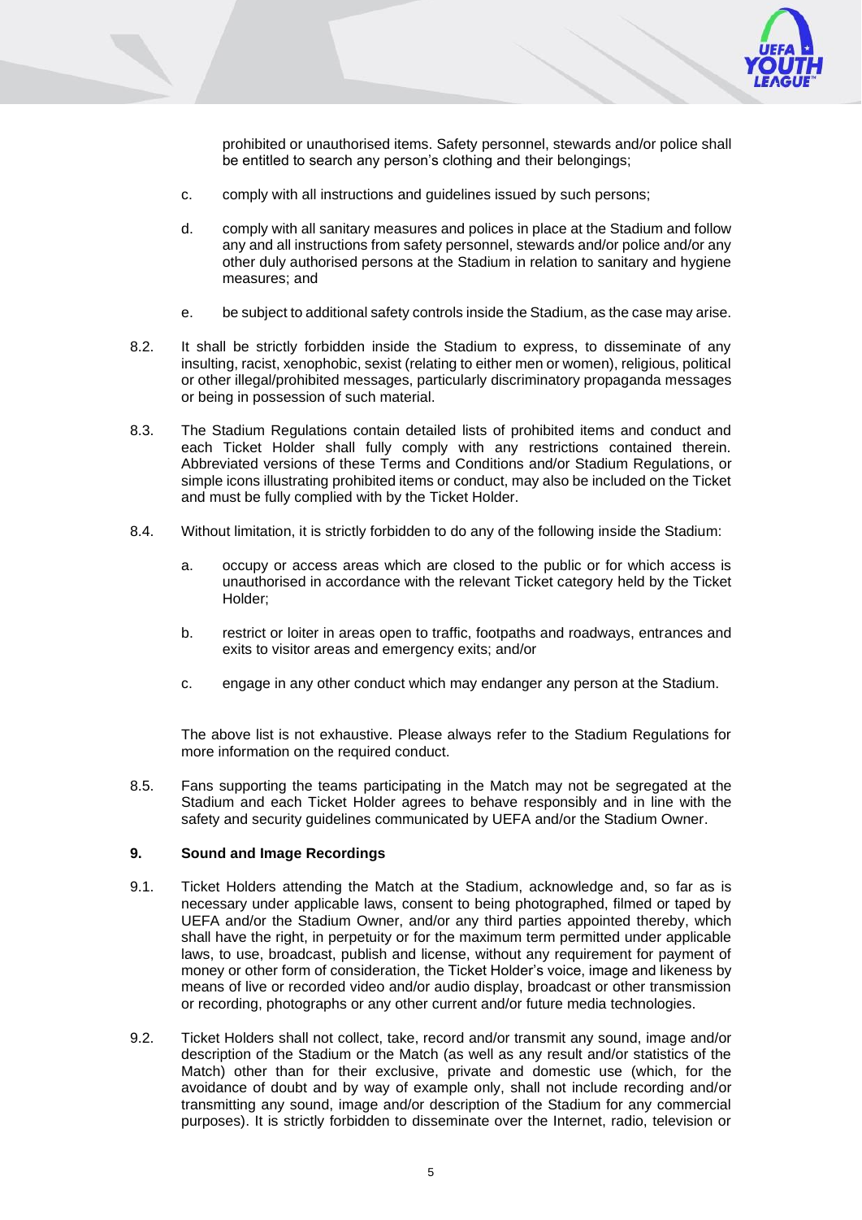prohibited or unauthorised items. Safety personnel, stewards and/or police shall be entitled to search any person's clothing and their belongings;

c. comply with all instructions and guidelines issued by such persons;

d. comply with all sanitary measures and polices in place at the Stadium and follow any and all instructions from safety personnel, stewards and/or police and/or any other duly authorised persons at the Stadium in relation to sanitary and hygiene measures; and

e. be subject to additional safety controls inside the Stadium, as the case may arise.

8.2. It shall be strictly forbidden inside the Stadium to express, to disseminate of any insulting, racist, xenophobic, sexist (relating to either men or women), religious, political or other illegal/prohibited messages, particularly discriminatory propaganda messages or being in possession of such material.

8.3. The Stadium Regulations contain detailed lists of prohibited items and conduct and each Ticket Holder shall fully comply with any restrictions contained therein. Abbreviated versions of these Terms and Conditions and/or Stadium Regulations, or simple icons illustrating prohibited items or conduct, may also be included on the Ticket and must be fully complied with by the Ticket Holder.

8.4. Without limitation, it is strictly forbidden to do any of the following inside the Stadium:

a. occupy or access areas which are closed to the public or for which access is unauthorised in accordance with the relevant Ticket category held by the Ticket Holder;

b. restrict or loiter in areas open to traffic, footpaths and roadways, entrances and exits to visitor areas and emergency exits; and/or

c. engage in any other conduct which may endanger any person at the Stadium.

The above list is not exhaustive. Please always refer to the Stadium Regulations for more information on the required conduct.

8.5. Fans supporting the teams participating in the Match may not be segregated at the Stadium and each Ticket Holder agrees to behave responsibly and in line with the safety and security guidelines communicated by UEFA and/or the Stadium Owner.

## 9. Sound and Image Recordings

9.1. Ticket Holders attending the Match at the Stadium, acknowledge and, so far as is necessary under applicable laws, consent to being photographed, filmed or taped by UEFA and/or the Stadium Owner, and/or any third parties appointed thereby, which shall have the right, in perpetuity or for the maximum term permitted under applicable laws, to use, broadcast, publish and license, without any requirement for payment of money or other form of consideration, the Ticket Holder's voice, image and likeness by means of live or recorded video and/or audio display, broadcast or other transmission or recording, photographs or any other current and/or future media technologies.

9.2. Ticket Holders shall not collect, take, record and/or transmit any sound, image and/or description of the Stadium or the Match (as well as any result and/or statistics of the Match) other than for their exclusive, private and domestic use (which, for the avoidance of doubt and by way of example only, shall not include recording and/or transmitting any sound, image and/or description of the Stadium for any commercial purposes). It is strictly forbidden to disseminate over the Internet, radio, television or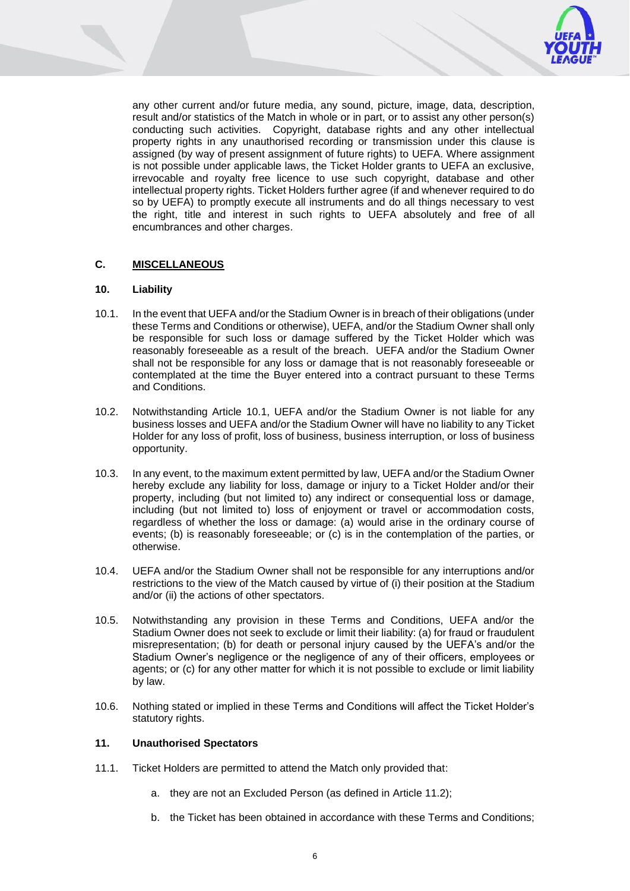any other current and/or future media, any sound, picture, image, data, description, result and/or statistics of the Match in whole or in part, or to assist any other person(s) conducting such activities. Copyright, database rights and any other intellectual property rights in any unauthorised recording or transmission under this clause is assigned (by way of present assignment of future rights) to UEFA. Where assignment is not possible under applicable laws, the Ticket Holder grants to UEFA an exclusive, irrevocable and royalty free licence to use such copyright, database and other intellectual property rights. Ticket Holders further agree (if and whenever required to do so by UEFA) to promptly execute all instruments and do all things necessary to vest the right, title and interest in such rights to UEFA absolutely and free of all encumbrances and other charges.

## C. MISCELLANEOUS

### 10. Liability

10.1. In the event that UEFA and/or the Stadium Owner is in breach of their obligations (under these Terms and Conditions or otherwise), UEFA, and/or the Stadium Owner shall only be responsible for such loss or damage suffered by the Ticket Holder which was reasonably foreseeable as a result of the breach. UEFA and/or the Stadium Owner shall not be responsible for any loss or damage that is not reasonably foreseeable or contemplated at the time the Buyer entered into a contract pursuant to these Terms and Conditions.

10.2. Notwithstanding Article 10.1, UEFA and/or the Stadium Owner is not liable for any business losses and UEFA and/or the Stadium Owner will have no liability to any Ticket Holder for any loss of profit, loss of business, business interruption, or loss of business opportunity.

10.3. In any event, to the maximum extent permitted by law, UEFA and/or the Stadium Owner hereby exclude any liability for loss, damage or injury to a Ticket Holder and/or their property, including (but not limited to) any indirect or consequential loss or damage, including (but not limited to) loss of enjoyment or travel or accommodation costs, regardless of whether the loss or damage: (a) would arise in the ordinary course of events; (b) is reasonably foreseeable; or (c) is in the contemplation of the parties, or otherwise.

10.4. UEFA and/or the Stadium Owner shall not be responsible for any interruptions and/or restrictions to the view of the Match caused by virtue of (i) their position at the Stadium and/or (ii) the actions of other spectators.

10.5. Notwithstanding any provision in these Terms and Conditions, UEFA and/or the Stadium Owner does not seek to exclude or limit their liability: (a) for fraud or fraudulent misrepresentation; (b) for death or personal injury caused by the UEFA's and/or the Stadium Owner's negligence or the negligence of any of their officers, employees or agents; or (c) for any other matter for which it is not possible to exclude or limit liability by law.

10.6. Nothing stated or implied in these Terms and Conditions will affect the Ticket Holder's statutory rights.

### 11. Unauthorised Spectators

11.1. Ticket Holders are permitted to attend the Match only provided that:

a. they are not an Excluded Person (as defined in Article 11.2);

b. the Ticket has been obtained in accordance with these Terms and Conditions;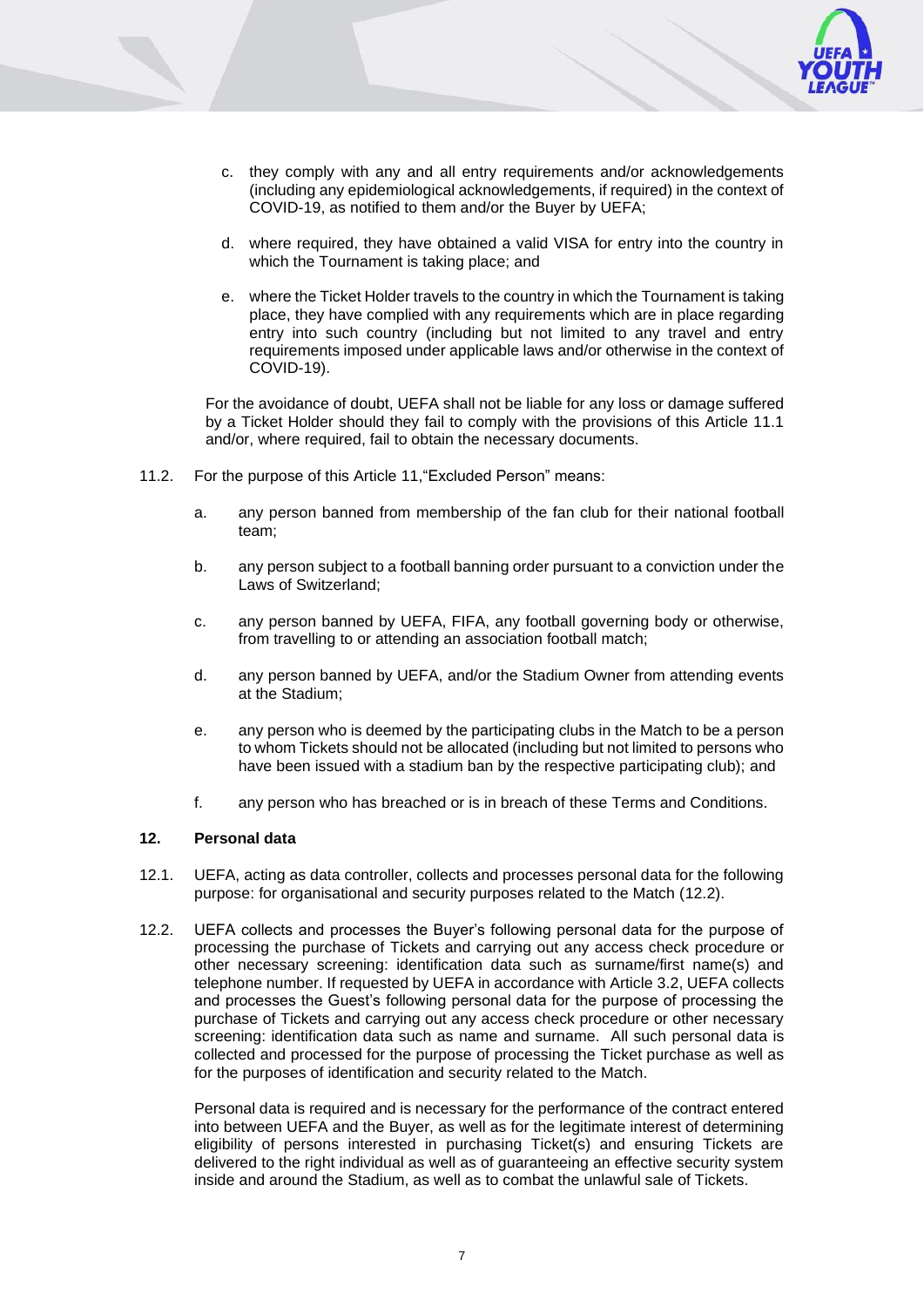c. they comply with any and all entry requirements and/or acknowledgements (including any epidemiological acknowledgements, if required) in the context of COVID-19, as notified to them and/or the Buyer by UEFA;

d. where required, they have obtained a valid VISA for entry into the country in which the Tournament is taking place; and

e. where the Ticket Holder travels to the country in which the Tournament is taking place, they have complied with any requirements which are in place regarding entry into such country (including but not limited to any travel and entry requirements imposed under applicable laws and/or otherwise in the context of COVID-19).

For the avoidance of doubt, UEFA shall not be liable for any loss or damage suffered by a Ticket Holder should they fail to comply with the provisions of this Article 11.1 and/or, where required, fail to obtain the necessary documents.

11.2. For the purpose of this Article 11,"Excluded Person" means:

a. any person banned from membership of the fan club for their national football team;

b. any person subject to a football banning order pursuant to a conviction under the Laws of Switzerland;

c. any person banned by UEFA, FIFA, any football governing body or otherwise, from travelling to or attending an association football match;

d. any person banned by UEFA, and/or the Stadium Owner from attending events at the Stadium;

e. any person who is deemed by the participating clubs in the Match to be a person to whom Tickets should not be allocated (including but not limited to persons who have been issued with a stadium ban by the respective participating club); and

f. any person who has breached or is in breach of these Terms and Conditions.

## 12. Personal data

12.1. UEFA, acting as data controller, collects and processes personal data for the following purpose: for organisational and security purposes related to the Match (12.2).

12.2. UEFA collects and processes the Buyer's following personal data for the purpose of processing the purchase of Tickets and carrying out any access check procedure or other necessary screening: identification data such as surname/first name(s) and telephone number. If requested by UEFA in accordance with Article 3.2, UEFA collects and processes the Guest's following personal data for the purpose of processing the purchase of Tickets and carrying out any access check procedure or other necessary screening: identification data such as name and surname. All such personal data is collected and processed for the purpose of processing the Ticket purchase as well as for the purposes of identification and security related to the Match.

Personal data is required and is necessary for the performance of the contract entered into between UEFA and the Buyer, as well as for the legitimate interest of determining eligibility of persons interested in purchasing Ticket(s) and ensuring Tickets are delivered to the right individual as well as of guaranteeing an effective security system inside and around the Stadium, as well as to combat the unlawful sale of Tickets.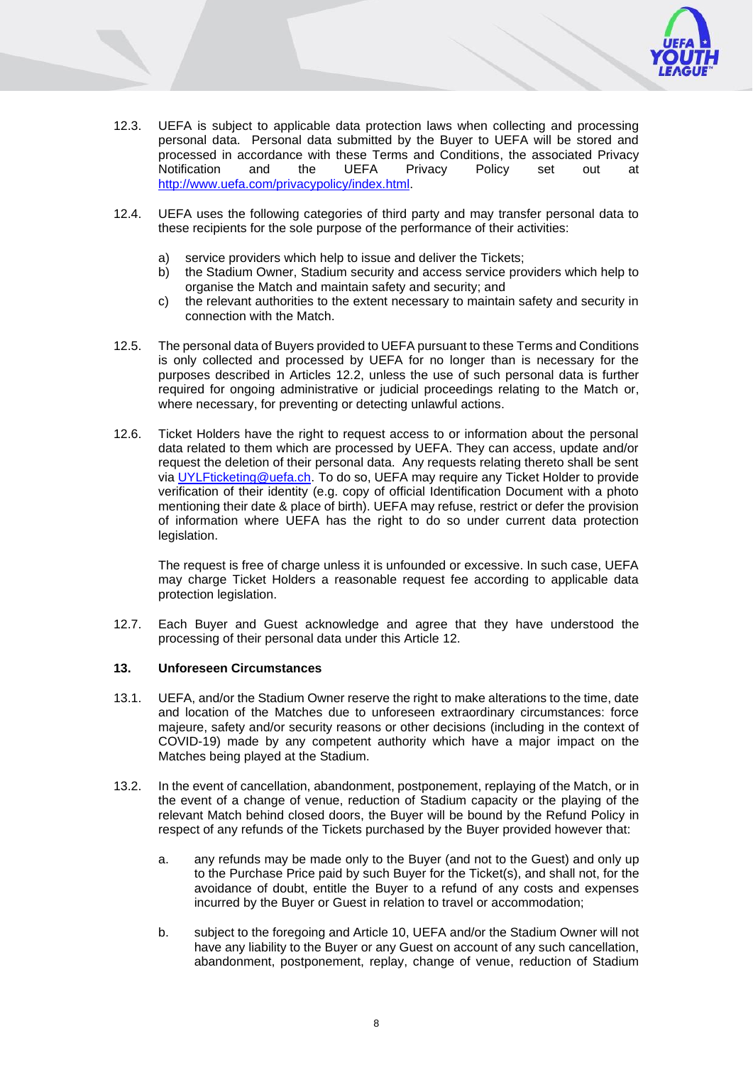12.3. UEFA is subject to applicable data protection laws when collecting and processing personal data. Personal data submitted by the Buyer to UEFA will be stored and processed in accordance with these Terms and Conditions, the associated Privacy Notification and the UEFA Privacy Policy set out at [http://www.uefa.com/privacypolicy/index.html](http://www.uefa.com/privacypolicy/index.html).

12.4. UEFA uses the following categories of third party and may transfer personal data to these recipients for the sole purpose of the performance of their activities:

a) service providers which help to issue and deliver the Tickets;
b) the Stadium Owner, Stadium security and access service providers which help to organise the Match and maintain safety and security; and
c) the relevant authorities to the extent necessary to maintain safety and security in connection with the Match.

12.5. The personal data of Buyers provided to UEFA pursuant to these Terms and Conditions is only collected and processed by UEFA for no longer than is necessary for the purposes described in Articles 12.2, unless the use of such personal data is further required for ongoing administrative or judicial proceedings relating to the Match or, where necessary, for preventing or detecting unlawful actions.

12.6. Ticket Holders have the right to request access to or information about the personal data related to them which are processed by UEFA. They can access, update and/or request the deletion of their personal data. Any requests relating thereto shall be sent via [UYLFticketing@uefa.ch](mailto:UYLFticketing@uefa.ch). To do so, UEFA may require any Ticket Holder to provide verification of their identity (e.g. copy of official Identification Document with a photo mentioning their date & place of birth). UEFA may refuse, restrict or defer the provision of information where UEFA has the right to do so under current data protection legislation.

The request is free of charge unless it is unfounded or excessive. In such case, UEFA may charge Ticket Holders a reasonable request fee according to applicable data protection legislation.

12.7. Each Buyer and Guest acknowledge and agree that they have understood the processing of their personal data under this Article 12.

## 13. Unforeseen Circumstances

13.1. UEFA, and/or the Stadium Owner reserve the right to make alterations to the time, date and location of the Matches due to unforeseen extraordinary circumstances: force majeure, safety and/or security reasons or other decisions (including in the context of COVID-19) made by any competent authority which have a major impact on the Matches being played at the Stadium.

13.2. In the event of cancellation, abandonment, postponement, replaying of the Match, or in the event of a change of venue, reduction of Stadium capacity or the playing of the relevant Match behind closed doors, the Buyer will be bound by the Refund Policy in respect of any refunds of the Tickets purchased by the Buyer provided however that:

a. any refunds may be made only to the Buyer (and not to the Guest) and only up to the Purchase Price paid by such Buyer for the Ticket(s), and shall not, for the avoidance of doubt, entitle the Buyer to a refund of any costs and expenses incurred by the Buyer or Guest in relation to travel or accommodation;

b. subject to the foregoing and Article 10, UEFA and/or the Stadium Owner will not have any liability to the Buyer or any Guest on account of any such cancellation, abandonment, postponement, replay, change of venue, reduction of Stadium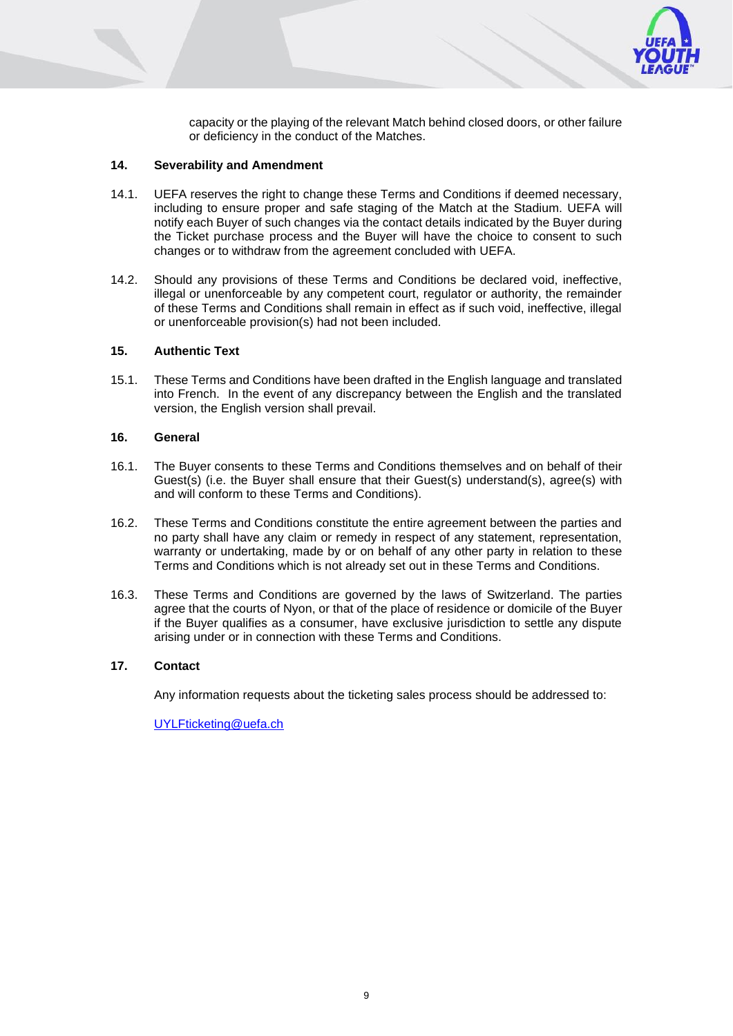capacity or the playing of the relevant Match behind closed doors, or other failure or deficiency in the conduct of the Matches.

## 14. Severability and Amendment

14.1. UEFA reserves the right to change these Terms and Conditions if deemed necessary, including to ensure proper and safe staging of the Match at the Stadium. UEFA will notify each Buyer of such changes via the contact details indicated by the Buyer during the Ticket purchase process and the Buyer will have the choice to consent to such changes or to withdraw from the agreement concluded with UEFA.

14.2. Should any provisions of these Terms and Conditions be declared void, ineffective, illegal or unenforceable by any competent court, regulator or authority, the remainder of these Terms and Conditions shall remain in effect as if such void, ineffective, illegal or unenforceable provision(s) had not been included.

## 15. Authentic Text

15.1. These Terms and Conditions have been drafted in the English language and translated into French. In the event of any discrepancy between the English and the translated version, the English version shall prevail.

## 16. General

16.1. The Buyer consents to these Terms and Conditions themselves and on behalf of their Guest(s) (i.e. the Buyer shall ensure that their Guest(s) understand(s), agree(s) with and will conform to these Terms and Conditions).

16.2. These Terms and Conditions constitute the entire agreement between the parties and no party shall have any claim or remedy in respect of any statement, representation, warranty or undertaking, made by or on behalf of any other party in relation to these Terms and Conditions which is not already set out in these Terms and Conditions.

16.3. These Terms and Conditions are governed by the laws of Switzerland. The parties agree that the courts of Nyon, or that of the place of residence or domicile of the Buyer if the Buyer qualifies as a consumer, have exclusive jurisdiction to settle any dispute arising under or in connection with these Terms and Conditions.

## 17. Contact

Any information requests about the ticketing sales process should be addressed to:

UYLFticketing@uefa.ch